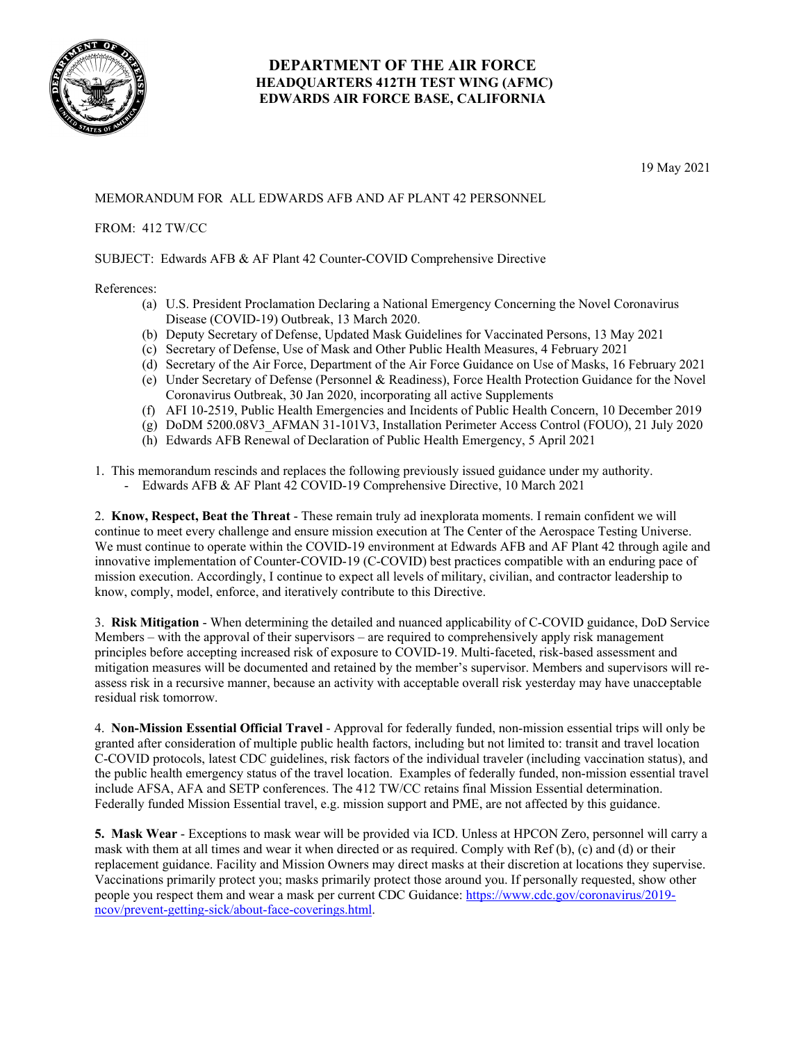# DEPARTMENT OF THE AIR FORCE
## HEADQUARTERS 412TH TEST WING (AFMC)
## EDWARDS AIR FORCE BASE, CALIFORNIA

19 May 2021

MEMORANDUM FOR ALL EDWARDS AFB AND AF PLANT 42 PERSONNEL

FROM: 412 TW/CC

SUBJECT: Edwards AFB & AF Plant 42 Counter-COVID Comprehensive Directive

References:

(a) U.S. President Proclamation Declaring a National Emergency Concerning the Novel Coronavirus Disease (COVID-19) Outbreak, 13 March 2020.
(b) Deputy Secretary of Defense, Updated Mask Guidelines for Vaccinated Persons, 13 May 2021
(c) Secretary of Defense, Use of Mask and Other Public Health Measures, 4 February 2021
(d) Secretary of the Air Force, Department of the Air Force Guidance on Use of Masks, 16 February 2021
(e) Under Secretary of Defense (Personnel & Readiness), Force Health Protection Guidance for the Novel Coronavirus Outbreak, 30 Jan 2020, incorporating all active Supplements
(f) AFI 10-2519, Public Health Emergencies and Incidents of Public Health Concern, 10 December 2019
(g) DoDM 5200.08V3_AFMAN 31-101V3, Installation Perimeter Access Control (FOUO), 21 July 2020
(h) Edwards AFB Renewal of Declaration of Public Health Emergency, 5 April 2021

1. This memorandum rescinds and replaces the following previously issued guidance under my authority.
   - Edwards AFB & AF Plant 42 COVID-19 Comprehensive Directive, 10 March 2021

2. **Know, Respect, Beat the Threat** - These remain truly ad inexplorata moments. I remain confident we will continue to meet every challenge and ensure mission execution at The Center of the Aerospace Testing Universe. We must continue to operate within the COVID-19 environment at Edwards AFB and AF Plant 42 through agile and innovative implementation of Counter-COVID-19 (C-COVID) best practices compatible with an enduring pace of mission execution. Accordingly, I continue to expect all levels of military, civilian, and contractor leadership to know, comply, model, enforce, and iteratively contribute to this Directive.

3. **Risk Mitigation** - When determining the detailed and nuanced applicability of C-COVID guidance, DoD Service Members – with the approval of their supervisors – are required to comprehensively apply risk management principles before accepting increased risk of exposure to COVID-19. Multi-faceted, risk-based assessment and mitigation measures will be documented and retained by the member's supervisor. Members and supervisors will re-assess risk in a recursive manner, because an activity with acceptable overall risk yesterday may have unacceptable residual risk tomorrow.

4. **Non-Mission Essential Official Travel** - Approval for federally funded, non-mission essential trips will only be granted after consideration of multiple public health factors, including but not limited to: transit and travel location C-COVID protocols, latest CDC guidelines, risk factors of the individual traveler (including vaccination status), and the public health emergency status of the travel location. Examples of federally funded, non-mission essential travel include AFSA, AFA and SETP conferences. The 412 TW/CC retains final Mission Essential determination. Federally funded Mission Essential travel, e.g. mission support and PME, are not affected by this guidance.

**5. Mask Wear** - Exceptions to mask wear will be provided via ICD. Unless at HPCON Zero, personnel will carry a mask with them at all times and wear it when directed or as required. Comply with Ref (b), (c) and (d) or their replacement guidance. Facility and Mission Owners may direct masks at their discretion at locations they supervise. Vaccinations primarily protect you; masks primarily protect those around you. If personally requested, show other people you respect them and wear a mask per current CDC Guidance: https://www.cdc.gov/coronavirus/2019-ncov/prevent-getting-sick/about-face-coverings.html.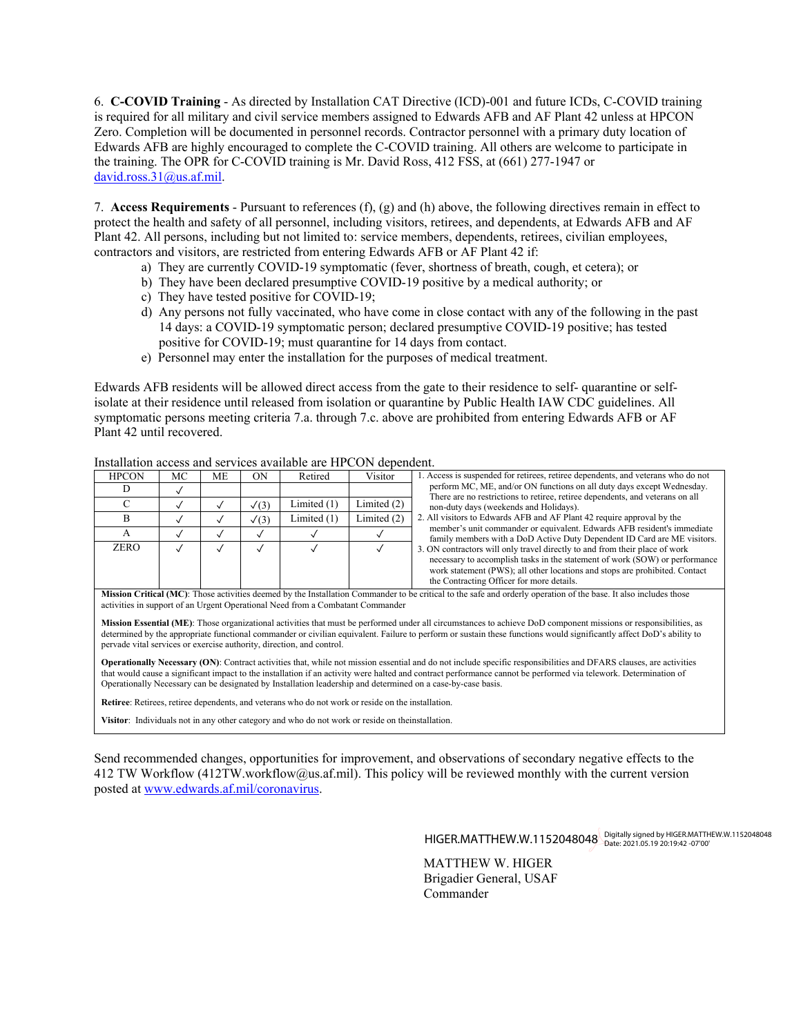6. **C-COVID Training** - As directed by Installation CAT Directive (ICD)-001 and future ICDs, C-COVID training is required for all military and civil service members assigned to Edwards AFB and AF Plant 42 unless at HPCON Zero. Completion will be documented in personnel records. Contractor personnel with a primary duty location of Edwards AFB are highly encouraged to complete the C-COVID training. All others are welcome to participate in the training. The OPR for C-COVID training is Mr. David Ross, 412 FSS, at (661) 277-1947 or david.ross.31@us.af.mil.

7. **Access Requirements** - Pursuant to references (f), (g) and (h) above, the following directives remain in effect to protect the health and safety of all personnel, including visitors, retirees, and dependents, at Edwards AFB and AF Plant 42. All persons, including but not limited to: service members, dependents, retirees, civilian employees, contractors and visitors, are restricted from entering Edwards AFB or AF Plant 42 if:

a) They are currently COVID-19 symptomatic (fever, shortness of breath, cough, et cetera); or
b) They have been declared presumptive COVID-19 positive by a medical authority; or
c) They have tested positive for COVID-19;
d) Any persons not fully vaccinated, who have come in close contact with any of the following in the past 14 days: a COVID-19 symptomatic person; declared presumptive COVID-19 positive; has tested positive for COVID-19; must quarantine for 14 days from contact.
e) Personnel may enter the installation for the purposes of medical treatment.

Edwards AFB residents will be allowed direct access from the gate to their residence to self- quarantine or self-isolate at their residence until released from isolation or quarantine by Public Health IAW CDC guidelines. All symptomatic persons meeting criteria 7.a. through 7.c. above are prohibited from entering Edwards AFB or AF Plant 42 until recovered.

Installation access and services available are HPCON dependent.

| HPCON | MC | ME | ON | Retired | Visitor |
|---|---|---|---|---|---|
| D | ✓ | | | | |
| C | ✓ | ✓ | ✓(3) | Limited (1) | Limited (2) |
| B | ✓ | ✓ | ✓(3) | Limited (1) | Limited (2) |
| A | ✓ | ✓ | ✓ | ✓ | ✓ |
| ZERO | ✓ | ✓ | ✓ | ✓ | ✓ |

1. Access is suspended for retirees, retiree dependents, and veterans who do not perform MC, ME, and/or ON functions on all duty days except Wednesday. There are no restrictions to retiree, retiree dependents, and veterans on all non-duty days (weekends and Holidays).
2. All visitors to Edwards AFB and AF Plant 42 require approval by the member's unit commander or equivalent. Edwards AFB resident's immediate family members with a DoD Active Duty Dependent ID Card are ME visitors.
3. ON contractors will only travel directly to and from their place of work necessary to accomplish tasks in the statement of work (SOW) or performance work statement (PWS); all other locations and stops are prohibited. Contact the Contracting Officer for more details.

**Mission Critical (MC)**: Those activities deemed by the Installation Commander to be critical to the safe and orderly operation of the base. It also includes those activities in support of an Urgent Operational Need from a Combatant Commander

**Mission Essential (ME)**: Those organizational activities that must be performed under all circumstances to achieve DoD component missions or responsibilities, as determined by the appropriate functional commander or civilian equivalent. Failure to perform or sustain these functions would significantly affect DoD's ability to pervade vital services or exercise authority, direction, and control.

**Operationally Necessary (ON)**: Contract activities that, while not mission essential and do not include specific responsibilities and DFARS clauses, are activities that would cause a significant impact to the installation if an activity were halted and contract performance cannot be performed via telework. Determination of Operationally Necessary can be designated by Installation leadership and determined on a case-by-case basis.

**Retiree**: Retirees, retiree dependents, and veterans who do not work or reside on the installation.

**Visitor**: Individuals not in any other category and who do not work or reside on theinstallation.

Send recommended changes, opportunities for improvement, and observations of secondary negative effects to the 412 TW Workflow (412TW.workflow@us.af.mil). This policy will be reviewed monthly with the current version posted at www.edwards.af.mil/coronavirus.

HIGER.MATTHEW.W.1152048048 Digitally signed by HIGER.MATTHEW.W.1152048048 Date: 2021.05.19 20:19:42 -07'00'

MATTHEW W. HIGER
Brigadier General, USAF
Commander